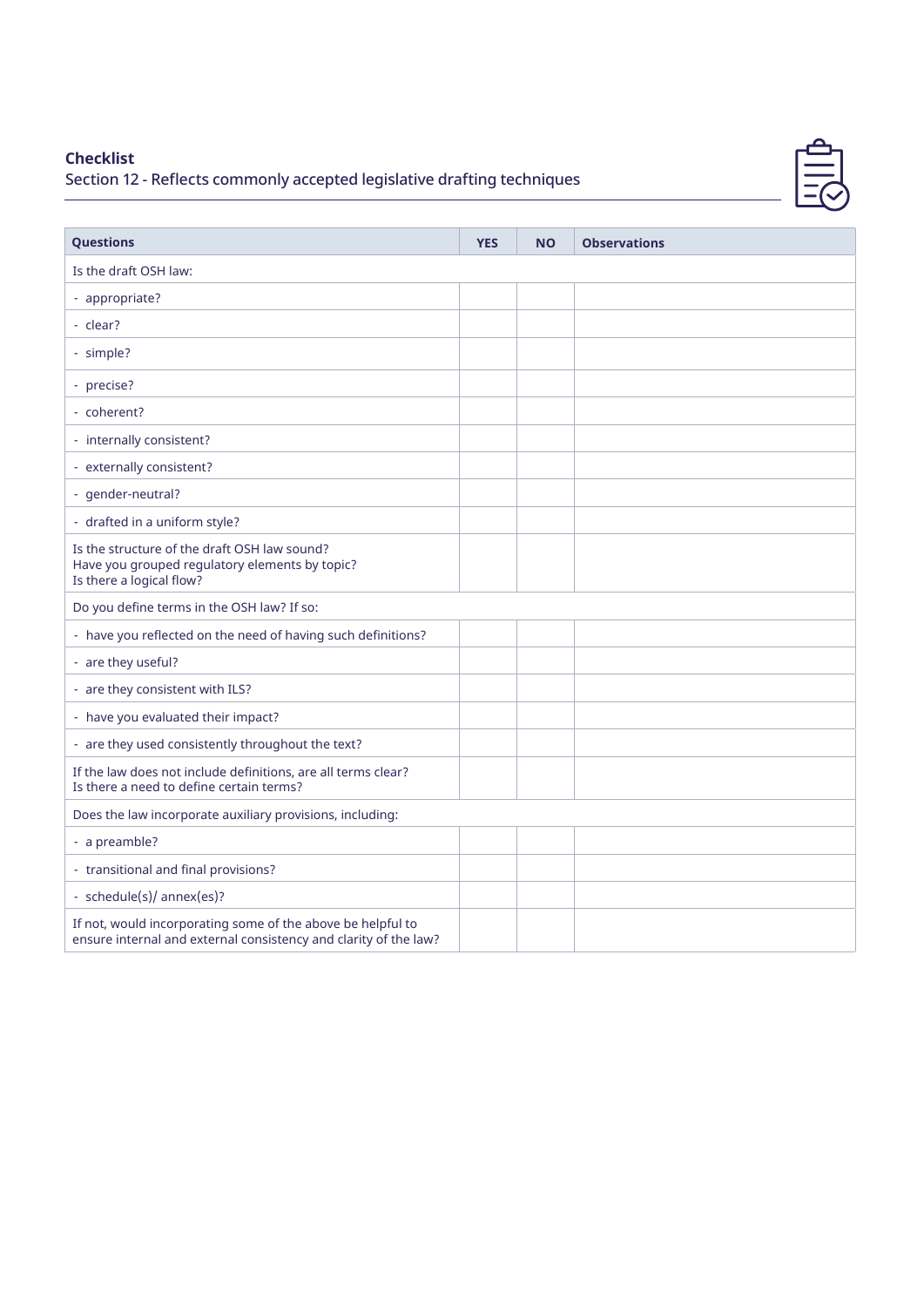## Checklist

Section 12 - Reflects commonly accepted legislative drafting techniques

| Questions | YES | NO | Observations |
|---|---|---|---|
| Is the draft OSH law: | | | |
| - appropriate? | | | |
| - clear? | | | |
| - simple? | | | |
| - precise? | | | |
| - coherent? | | | |
| - internally consistent? | | | |
| - externally consistent? | | | |
| - gender-neutral? | | | |
| - drafted in a uniform style? | | | |
| Is the structure of the draft OSH law sound?<br>Have you grouped regulatory elements by topic?<br>Is there a logical flow? | | | |
| Do you define terms in the OSH law? If so: | | | |
| - have you reflected on the need of having such definitions? | | | |
| - are they useful? | | | |
| - are they consistent with ILS? | | | |
| - have you evaluated their impact? | | | |
| - are they used consistently throughout the text? | | | |
| If the law does not include definitions, are all terms clear?<br>Is there a need to define certain terms? | | | |
| Does the law incorporate auxiliary provisions, including: | | | |
| - a preamble? | | | |
| - transitional and final provisions? | | | |
| - schedule(s)/ annex(es)? | | | |
| If not, would incorporating some of the above be helpful to ensure internal and external consistency and clarity of the law? | | | |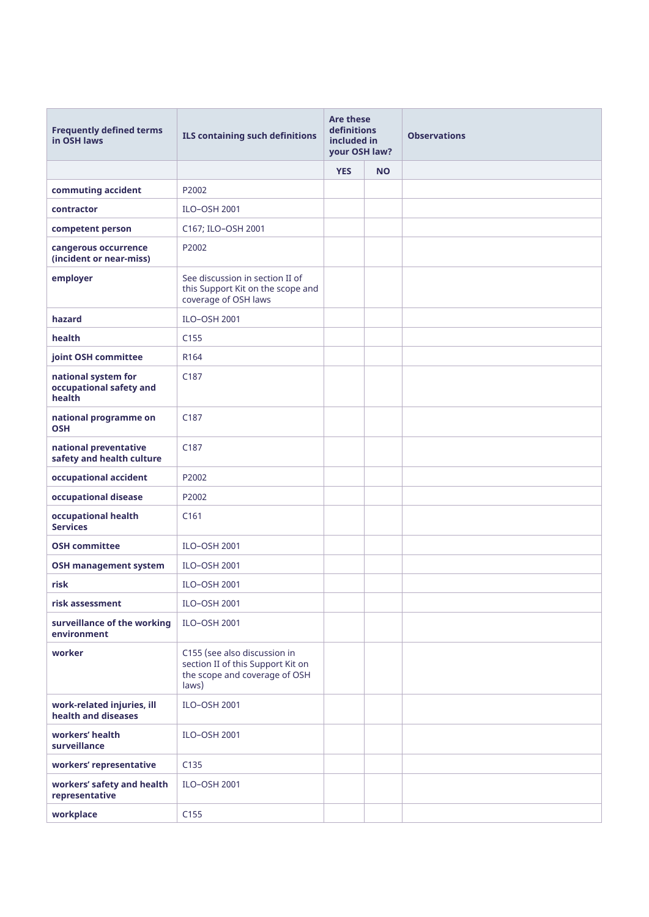| Frequently defined terms in OSH laws | ILS containing such definitions | Are these definitions included in your OSH law? | | Observations |
|---|---|---|---|---|
| | | **YES** | **NO** | |
| **commuting accident** | P2002 | | | |
| **contractor** | ILO–OSH 2001 | | | |
| **competent person** | C167; ILO–OSH 2001 | | | |
| **cangerous occurrence (incident or near-miss)** | P2002 | | | |
| **employer** | See discussion in section II of this Support Kit on the scope and coverage of OSH laws | | | |
| **hazard** | ILO–OSH 2001 | | | |
| **health** | C155 | | | |
| **joint OSH committee** | R164 | | | |
| **national system for occupational safety and health** | C187 | | | |
| **national programme on OSH** | C187 | | | |
| **national preventative safety and health culture** | C187 | | | |
| **occupational accident** | P2002 | | | |
| **occupational disease** | P2002 | | | |
| **occupational health Services** | C161 | | | |
| **OSH committee** | ILO–OSH 2001 | | | |
| **OSH management system** | ILO–OSH 2001 | | | |
| **risk** | ILO–OSH 2001 | | | |
| **risk assessment** | ILO–OSH 2001 | | | |
| **surveillance of the working environment** | ILO–OSH 2001 | | | |
| **worker** | C155 (see also discussion in section II of this Support Kit on the scope and coverage of OSH laws) | | | |
| **work-related injuries, ill health and diseases** | ILO–OSH 2001 | | | |
| **workers' health surveillance** | ILO–OSH 2001 | | | |
| **workers' representative** | C135 | | | |
| **workers' safety and health representative** | ILO–OSH 2001 | | | |
| **workplace** | C155 | | | |